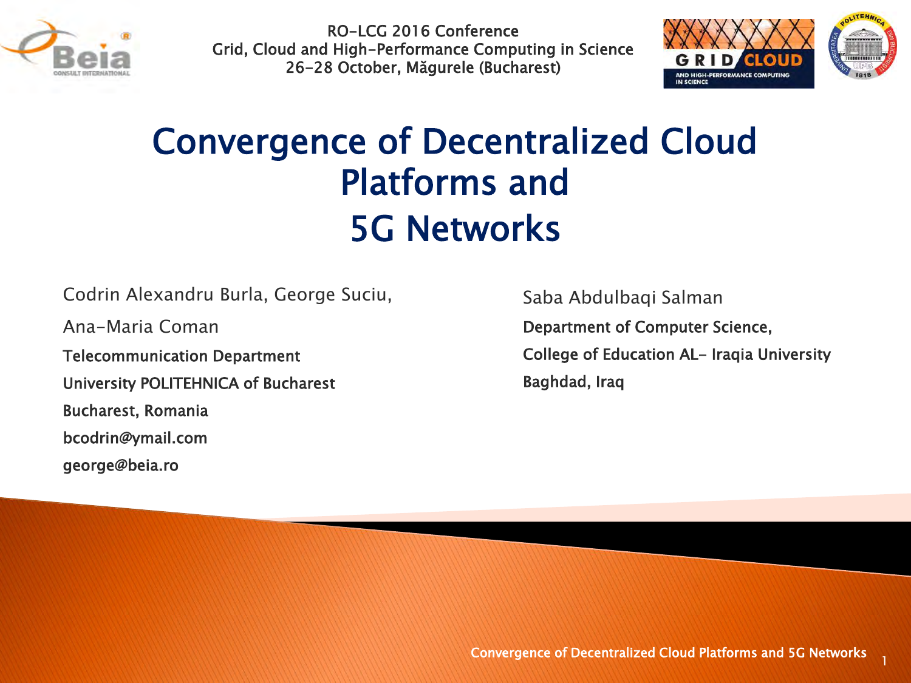RO-LCG 2016 Conference
Grid, Cloud and High-Performance Computing in Science
26-28 October, Măgurele (Bucharest)

# Convergence of Decentralized Cloud Platforms and 5G Networks

Codrin Alexandru Burla, George Suciu, Ana-Maria Coman

**Telecommunication Department**
**University POLITEHNICA of Bucharest**
**Bucharest, Romania**
**bcodrin@ymail.com**
**george@beia.ro**

Saba Abdulbaqi Salman

**Department of Computer Science,**
**College of Education AL- Iraqia University**
**Baghdad, Iraq**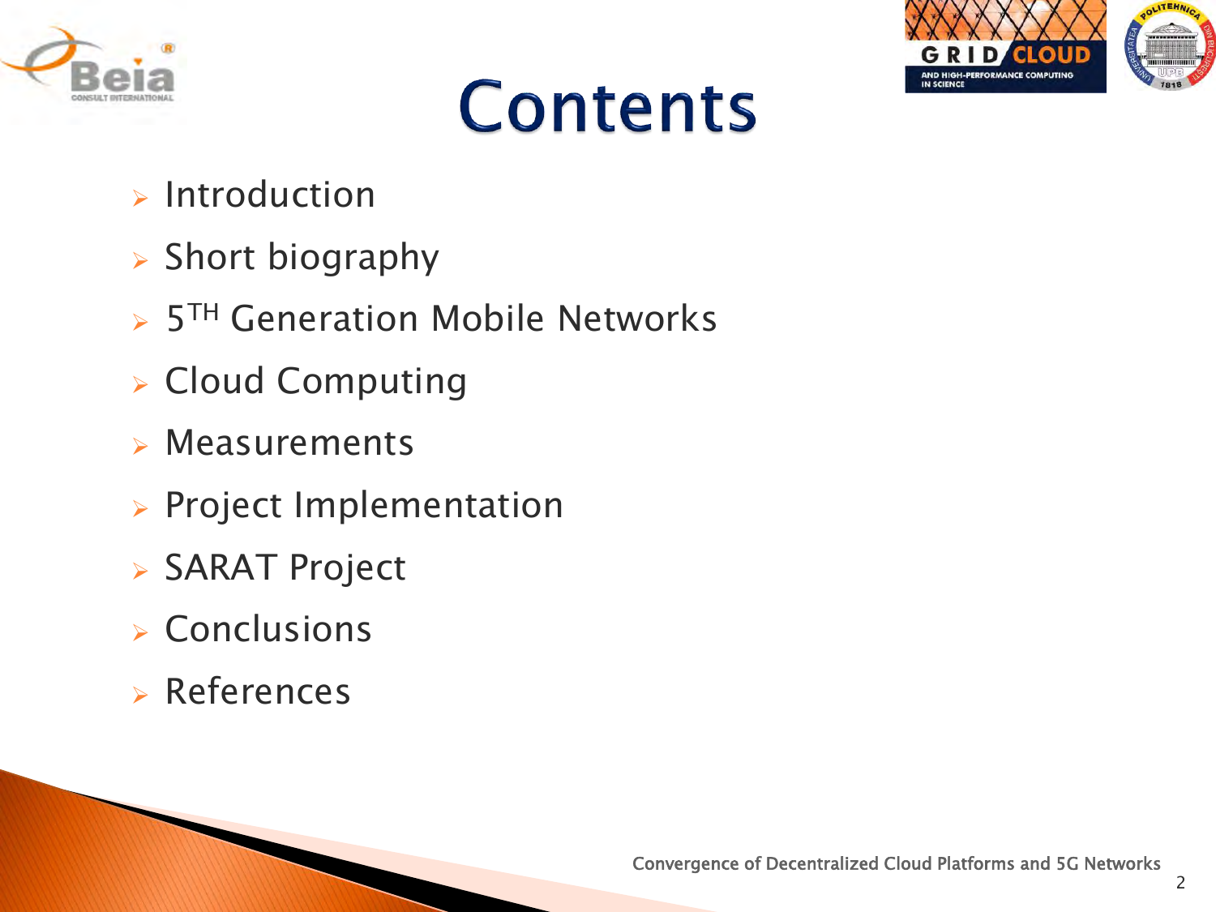# Contents

- Introduction
- Short biography
- $5^{TH}$ Generation Mobile Networks
- Cloud Computing
- Measurements
- Project Implementation
- SARAT Project
- Conclusions
- References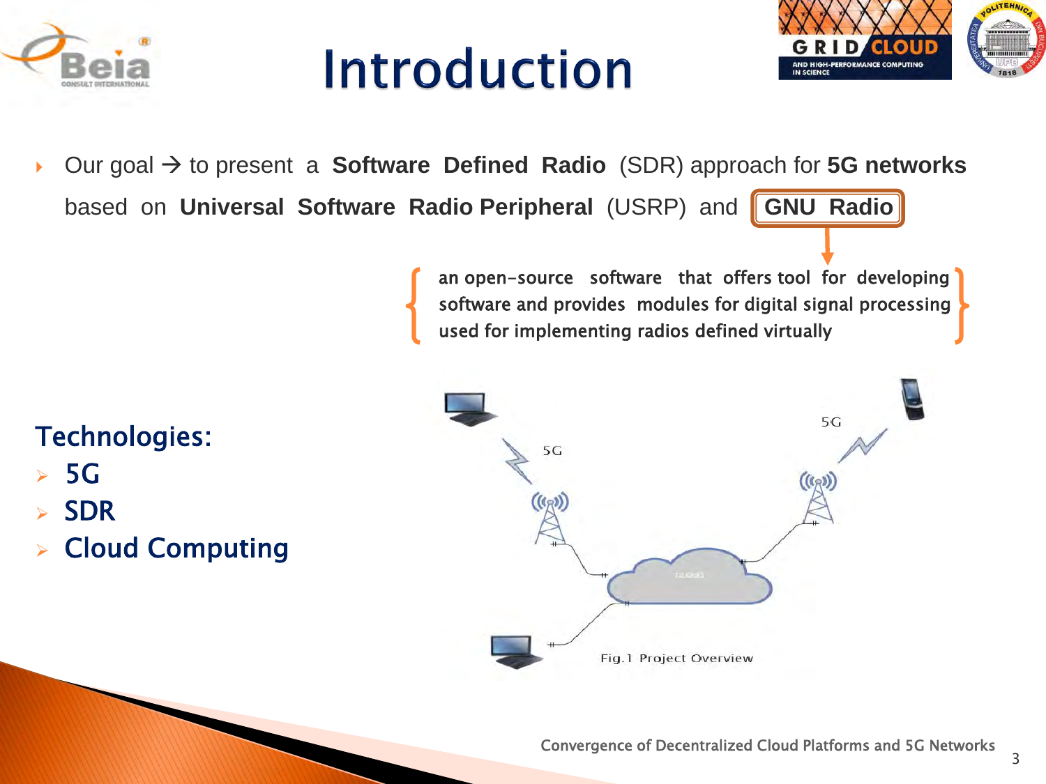# Introduction

- Our goal → to present a **Software Defined Radio** (SDR) approach for **5G networks** based on **Universal Software Radio Peripheral** (USRP) and **GNU Radio**

  { an open-source software that offers tool for developing software and provides modules for digital signal processing used for implementing radios defined virtually }

## Technologies:

- 5G
- SDR
- Cloud Computing

Fig.1 Project Overview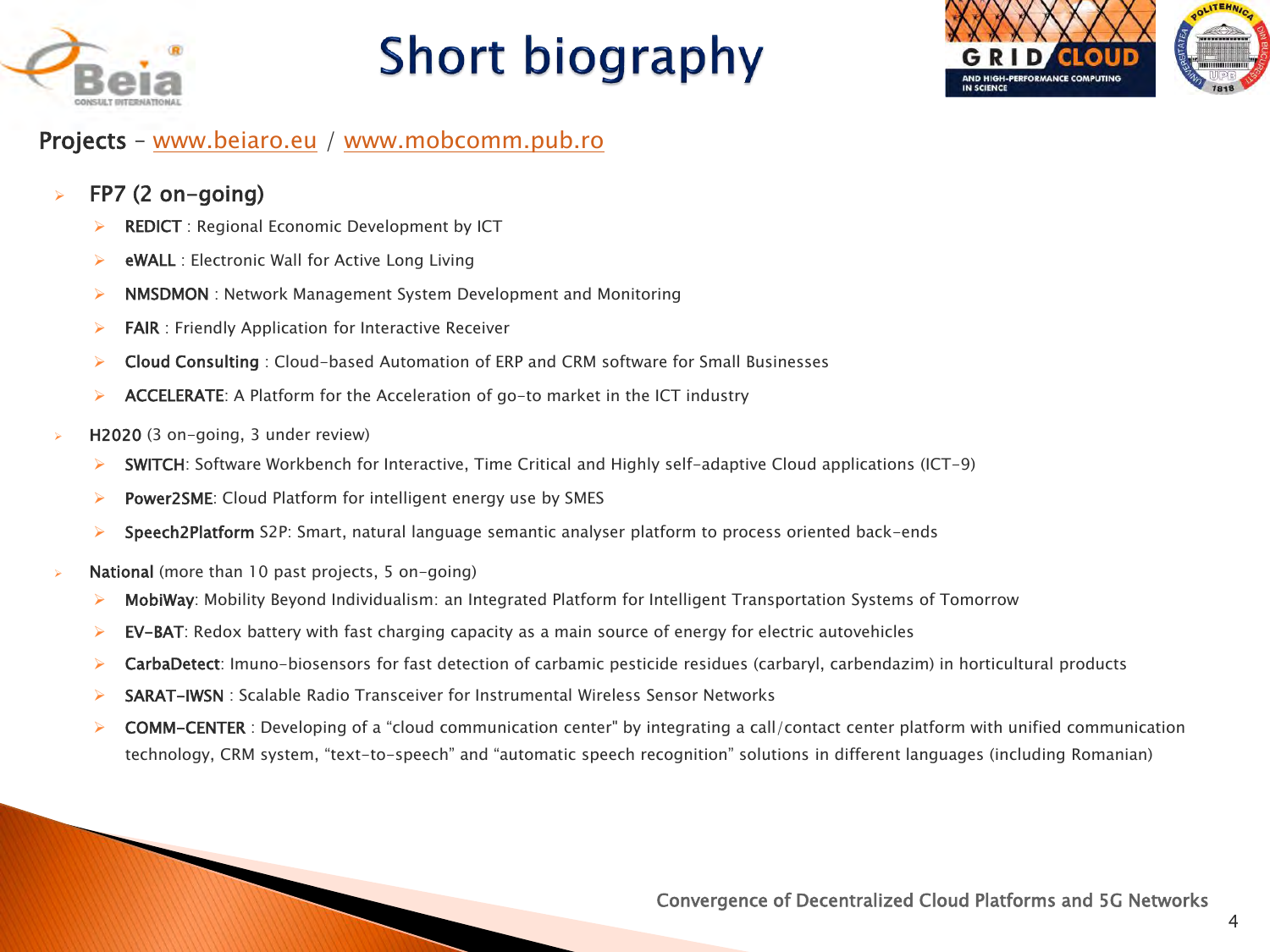# Short biography

**Projects** – www.beiaro.eu / www.mobcomm.pub.ro

- **FP7 (2 on-going)**
  - **REDICT** : Regional Economic Development by ICT
  - **eWALL** : Electronic Wall for Active Long Living
  - **NMSDMON** : Network Management System Development and Monitoring
  - **FAIR** : Friendly Application for Interactive Receiver
  - **Cloud Consulting** : Cloud-based Automation of ERP and CRM software for Small Businesses
  - **ACCELERATE**: A Platform for the Acceleration of go-to market in the ICT industry
- **H2020** (3 on-going, 3 under review)
  - **SWITCH**: Software Workbench for Interactive, Time Critical and Highly self-adaptive Cloud applications (ICT-9)
  - **Power2SME**: Cloud Platform for intelligent energy use by SMES
  - **Speech2Platform** S2P: Smart, natural language semantic analyser platform to process oriented back-ends
- **National** (more than 10 past projects, 5 on-going)
  - **MobiWay**: Mobility Beyond Individualism: an Integrated Platform for Intelligent Transportation Systems of Tomorrow
  - **EV-BAT**: Redox battery with fast charging capacity as a main source of energy for electric autovehicles
  - **CarbaDetect**: Imuno-biosensors for fast detection of carbamic pesticide residues (carbaryl, carbendazim) in horticultural products
  - **SARAT-IWSN** : Scalable Radio Transceiver for Instrumental Wireless Sensor Networks
  - **COMM-CENTER** : Developing of a “cloud communication center" by integrating a call/contact center platform with unified communication technology, CRM system, “text-to-speech” and “automatic speech recognition” solutions in different languages (including Romanian)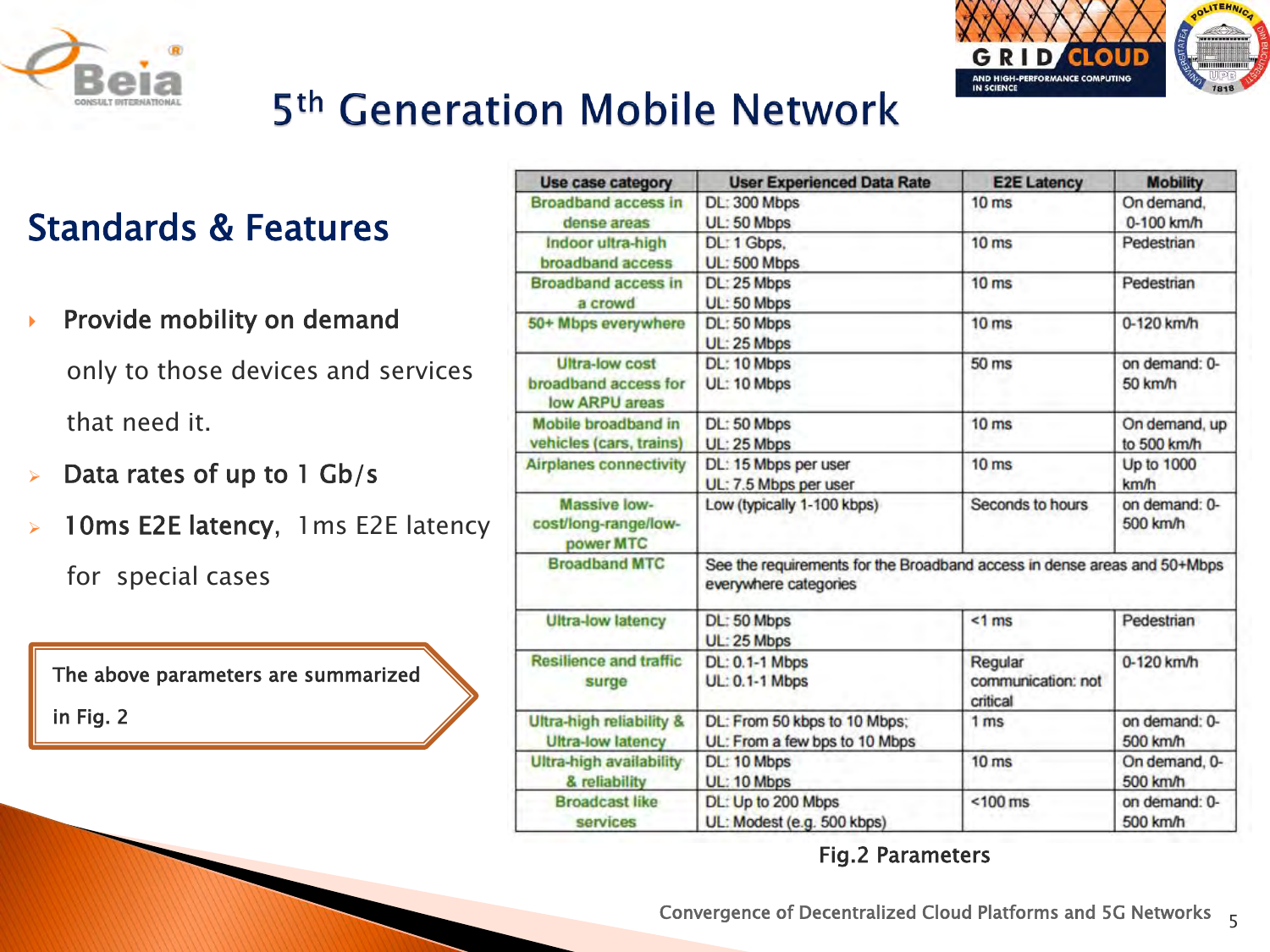# 5th Generation Mobile Network

## Standards & Features

- **Provide mobility on demand**

  only to those devices and services that need it.

- **Data rates of up to 1 Gb/s**
- **10ms E2E latency**, 1ms E2E latency for special cases

The above parameters are summarized in Fig. 2

| Use case category | User Experienced Data Rate | E2E Latency | Mobility |
|---|---|---|---|
| Broadband access in dense areas | DL: 300 Mbps<br>UL: 50 Mbps | 10 ms | On demand, 0-100 km/h |
| Indoor ultra-high broadband access | DL: 1 Gbps,<br>UL: 500 Mbps | 10 ms | Pedestrian |
| Broadband access in a crowd | DL: 25 Mbps<br>UL: 50 Mbps | 10 ms | Pedestrian |
| 50+ Mbps everywhere | DL: 50 Mbps<br>UL: 25 Mbps | 10 ms | 0-120 km/h |
| Ultra-low cost broadband access for low ARPU areas | DL: 10 Mbps<br>UL: 10 Mbps | 50 ms | on demand: 0-50 km/h |
| Mobile broadband in vehicles (cars, trains) | DL: 50 Mbps<br>UL: 25 Mbps | 10 ms | On demand, up to 500 km/h |
| Airplanes connectivity | DL: 15 Mbps per user<br>UL: 7.5 Mbps per user | 10 ms | Up to 1000 km/h |
| Massive low-cost/long-range/low-power MTC | Low (typically 1-100 kbps) | Seconds to hours | on demand: 0-500 km/h |
| Broadband MTC | See the requirements for the Broadband access in dense areas and 50+Mbps everywhere categories | | |
| Ultra-low latency | DL: 50 Mbps<br>UL: 25 Mbps | <1 ms | Pedestrian |
| Resilience and traffic surge | DL: 0.1-1 Mbps<br>UL: 0.1-1 Mbps | Regular communication: not critical | 0-120 km/h |
| Ultra-high reliability & Ultra-low latency | DL: From 50 kbps to 10 Mbps;<br>UL: From a few bps to 10 Mbps | 1 ms | on demand: 0-500 km/h |
| Ultra-high availability & reliability | DL: 10 Mbps<br>UL: 10 Mbps | 10 ms | On demand, 0-500 km/h |
| Broadcast like services | DL: Up to 200 Mbps<br>UL: Modest (e.g. 500 kbps) | <100 ms | on demand: 0-500 km/h |

Fig.2 Parameters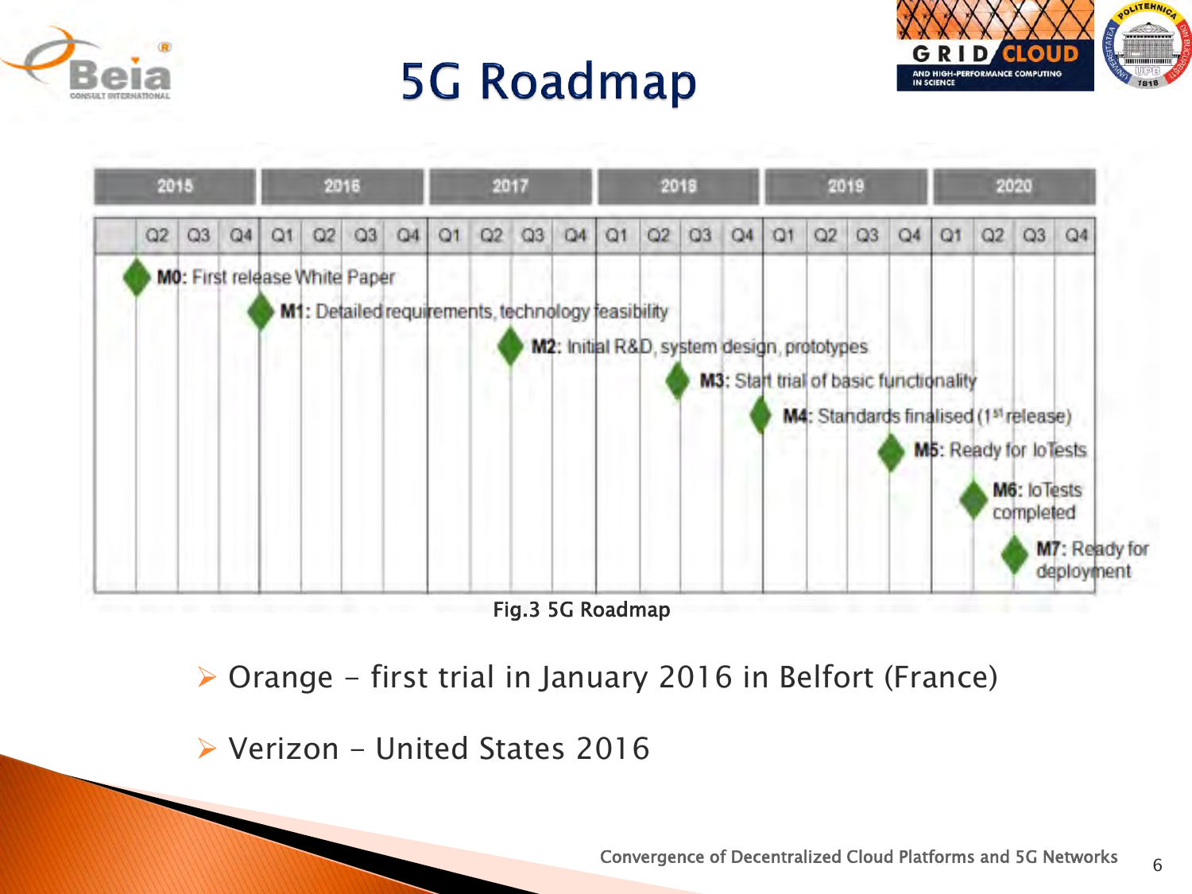# 5G Roadmap

| 2015 | | | 2016 | | | | 2017 | | | | 2018 | | | | 2019 | | | | 2020 | | | |
|---|---|---|---|---|---|---|---|---|---|---|---|---|---|---|---|---|---|---|---|---|---|---|
| Q2 | Q3 | Q4 | Q1 | Q2 | Q3 | Q4 | Q1 | Q2 | Q3 | Q4 | Q1 | Q2 | Q3 | Q4 | Q1 | Q2 | Q3 | Q4 | Q1 | Q2 | Q3 | Q4 |

- **M0:** First release White Paper
- **M1:** Detailed requirements, technology feasibility
- **M2:** Initial R&D, system design, prototypes
- **M3:** Start trial of basic functionality
- **M4:** Standards finalised (1st release)
- **M5:** Ready for IoTests
- **M6:** IoTests completed
- **M7:** Ready for deployment

Fig.3 5G Roadmap

- Orange – first trial in January 2016 in Belfort (France)
- Verizon – United States 2016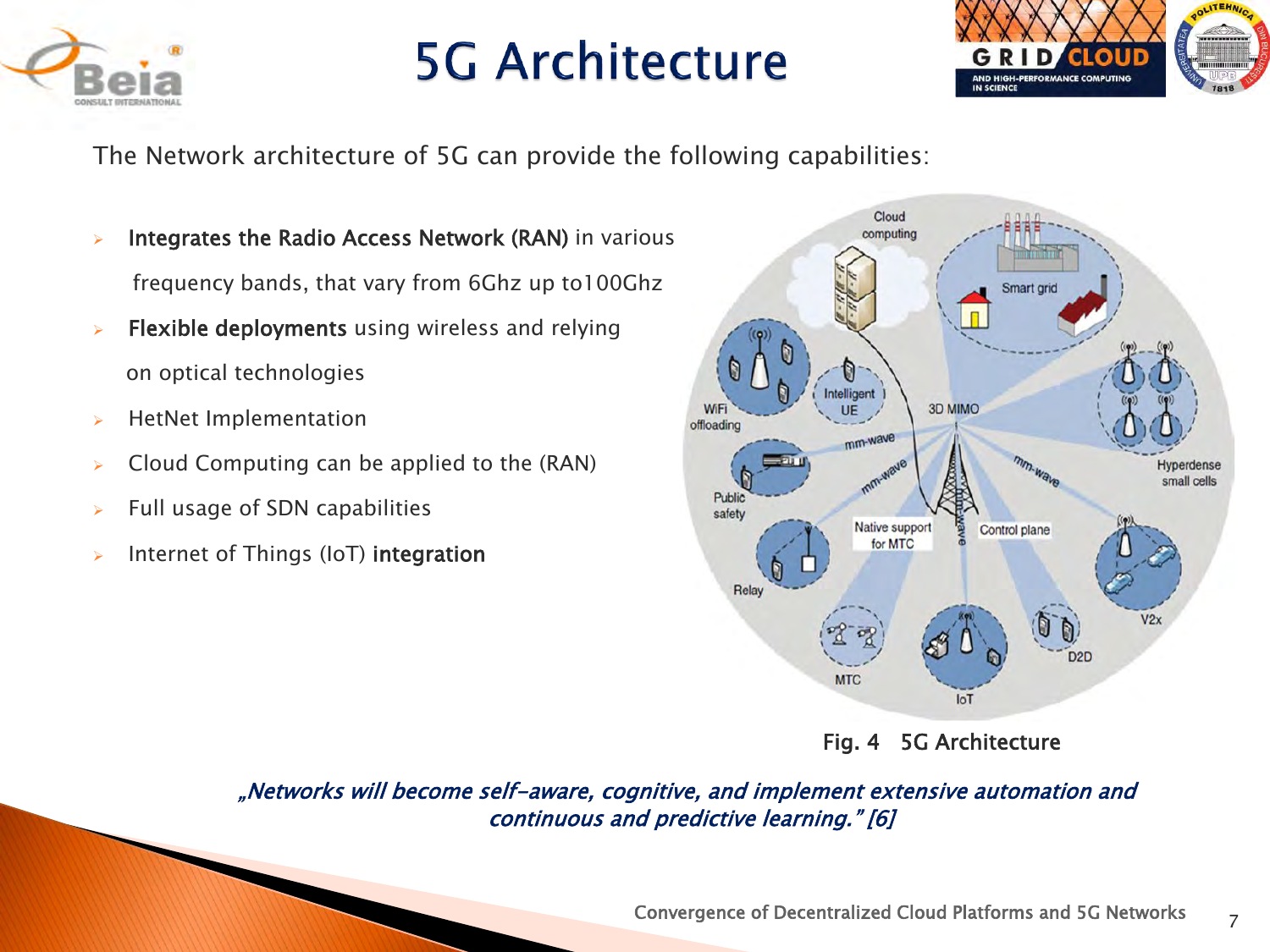# 5G Architecture

The Network architecture of 5G can provide the following capabilities:

- **Integrates the Radio Access Network (RAN)** in various frequency bands, that vary from 6Ghz up to100Ghz
- **Flexible deployments** using wireless and relying on optical technologies
- HetNet Implementation
- Cloud Computing can be applied to the (RAN)
- Full usage of SDN capabilities
- Internet of Things (IoT) **integration**

Fig. 4 5G Architecture

*„Networks will become self-aware, cognitive, and implement extensive automation and continuous and predictive learning." [6]*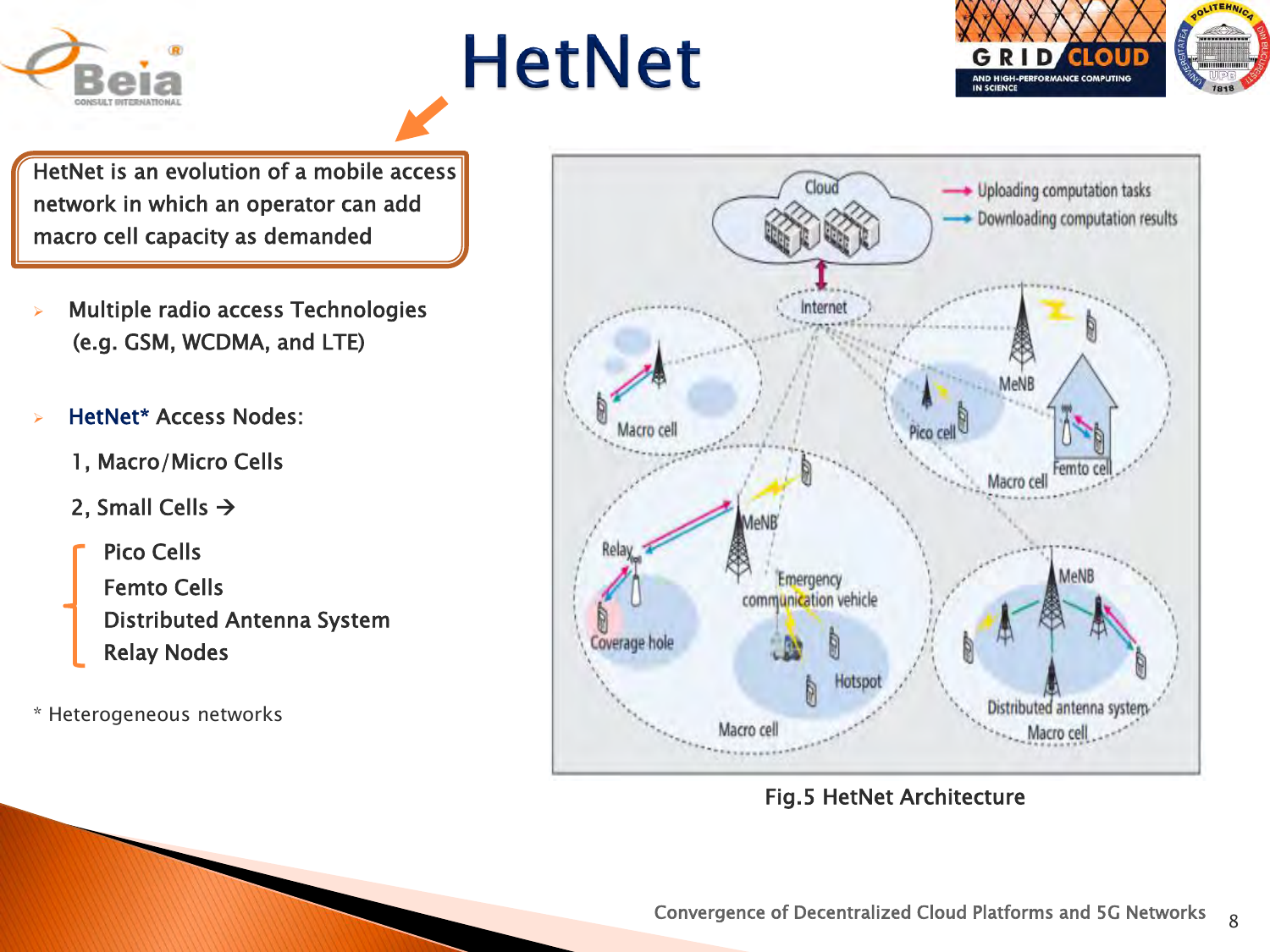# HetNet

HetNet is an evolution of a mobile access network in which an operator can add macro cell capacity as demanded

- Multiple radio access Technologies (e.g. GSM, WCDMA, and LTE)

- HetNet* Access Nodes:

  1, Macro/Micro Cells

  2, Small Cells →

  - Pico Cells
  - Femto Cells
  - Distributed Antenna System
  - Relay Nodes

* Heterogeneous networks

Fig.5 HetNet Architecture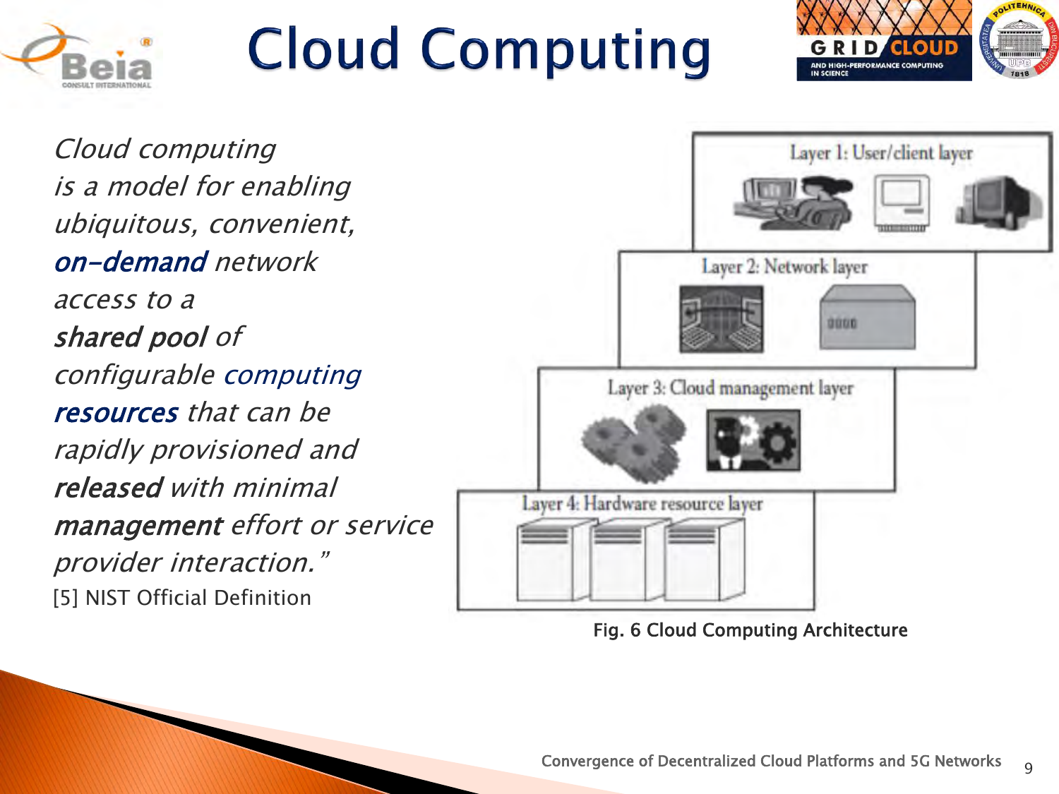# Cloud Computing

*Cloud computing is a model for enabling ubiquitous, convenient,* ***on-demand*** *network access to a* ***shared pool*** *of configurable* ***computing resources*** *that can be rapidly provisioned and* ***released*** *with minimal* ***management*** *effort or service provider interaction."*

[5] NIST Official Definition

Layer 1: User/client layer

Layer 2: Network layer

Layer 3: Cloud management layer

Layer 4: Hardware resource layer

Fig. 6 Cloud Computing Architecture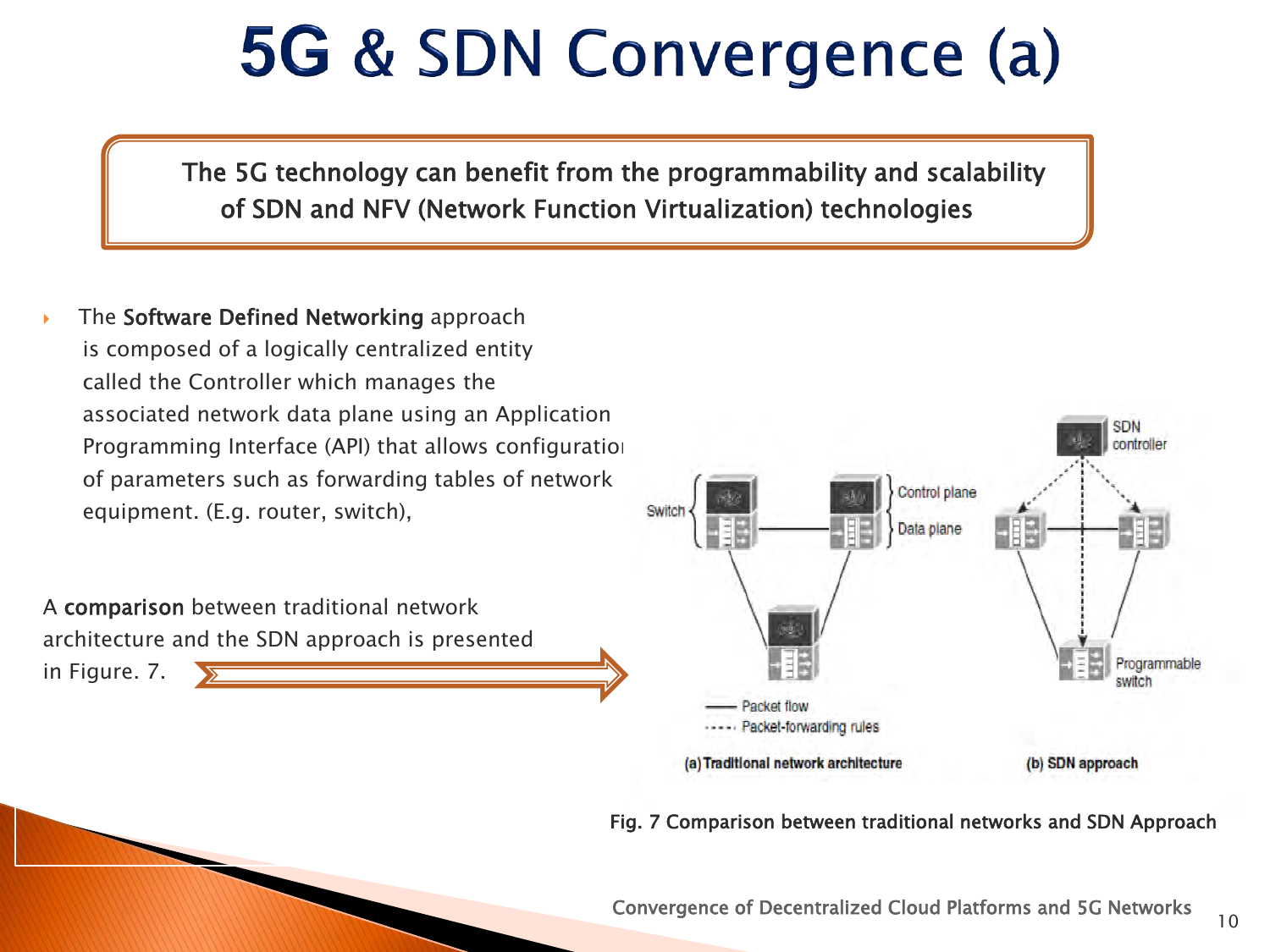# 5G & SDN Convergence (a)

The 5G technology can benefit from the programmability and scalability of SDN and NFV (Network Function Virtualization) technologies

- The **Software Defined Networking** approach is composed of a logically centralized entity called the Controller which manages the associated network data plane using an Application Programming Interface (API) that allows configuration of parameters such as forwarding tables of network equipment. (E.g. router, switch),

A **comparison** between traditional network architecture and the SDN approach is presented in Figure. 7.

Fig. 7 Comparison between traditional networks and SDN Approach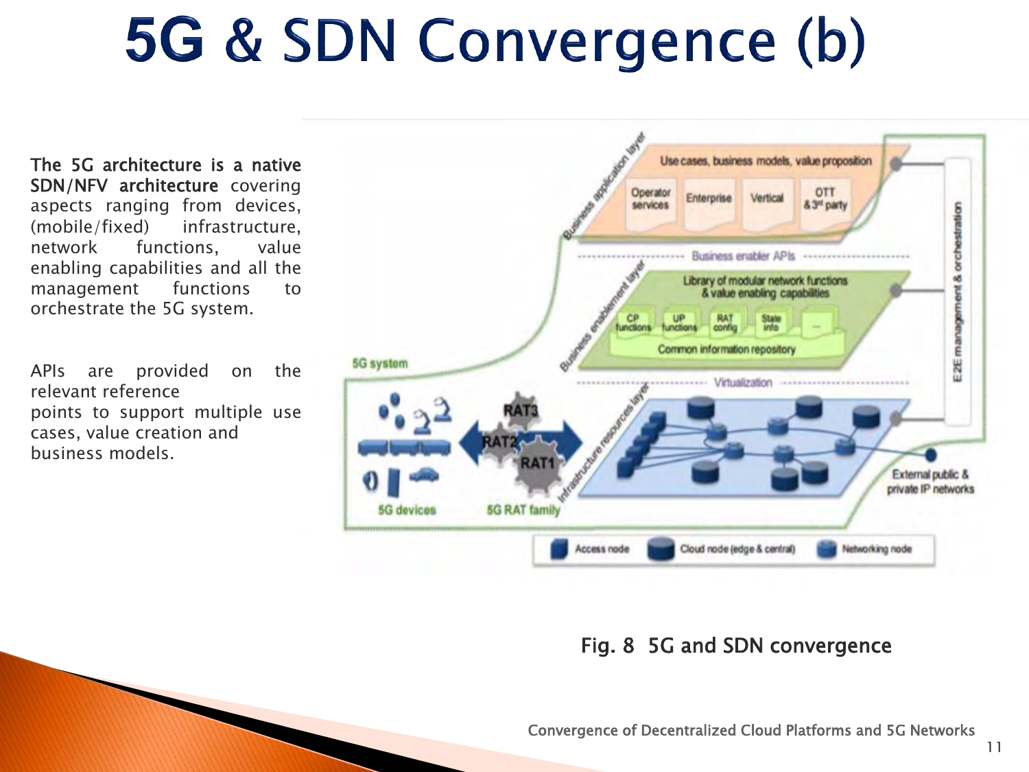# 5G & SDN Convergence (b)

**The 5G architecture is a native SDN/NFV architecture** covering aspects ranging from devices, (mobile/fixed) infrastructure, network functions, value enabling capabilities and all the management functions to orchestrate the 5G system.

APIs are provided on the relevant reference points to support multiple use cases, value creation and business models.

Fig. 8  5G and SDN convergence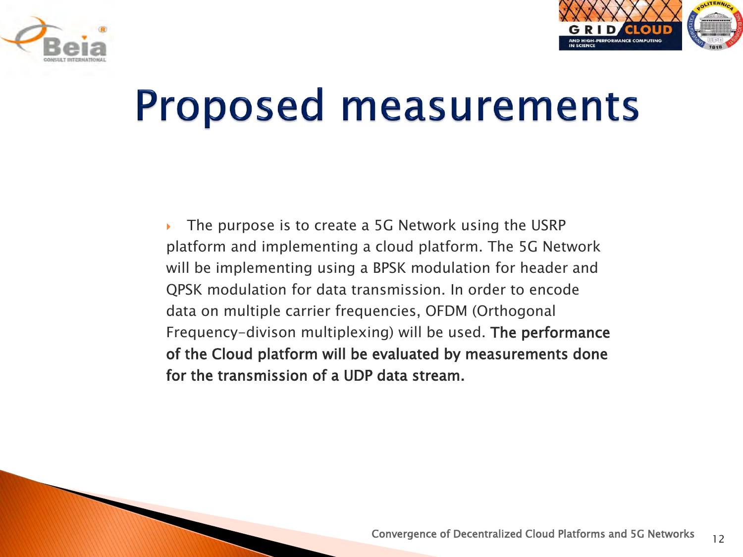# Proposed measurements

- The purpose is to create a 5G Network using the USRP platform and implementing a cloud platform. The 5G Network will be implementing using a BPSK modulation for header and QPSK modulation for data transmission. In order to encode data on multiple carrier frequencies, OFDM (Orthogonal Frequency-divison multiplexing) will be used. **The performance of the Cloud platform will be evaluated by measurements done for the transmission of a UDP data stream.**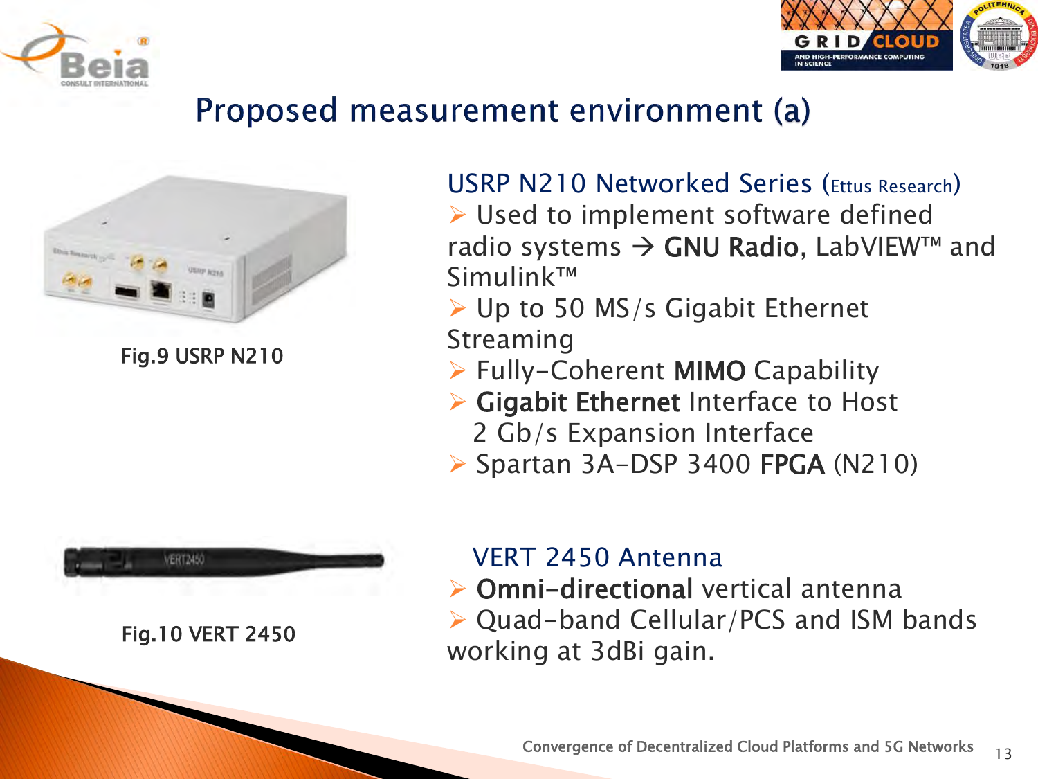# Proposed measurement environment (a)

Fig.9 USRP N210

Fig.10 VERT 2450

## USRP N210 Networked Series (Ettus Research)

- Used to implement software defined radio systems → **GNU Radio**, LabVIEW™ and Simulink™
- Up to 50 MS/s Gigabit Ethernet Streaming
- Fully-Coherent **MIMO** Capability
- **Gigabit Ethernet** Interface to Host 2 Gb/s Expansion Interface
- Spartan 3A-DSP 3400 **FPGA** (N210)

## VERT 2450 Antenna

- **Omni-directional** vertical antenna
- Quad-band Cellular/PCS and ISM bands working at 3dBi gain.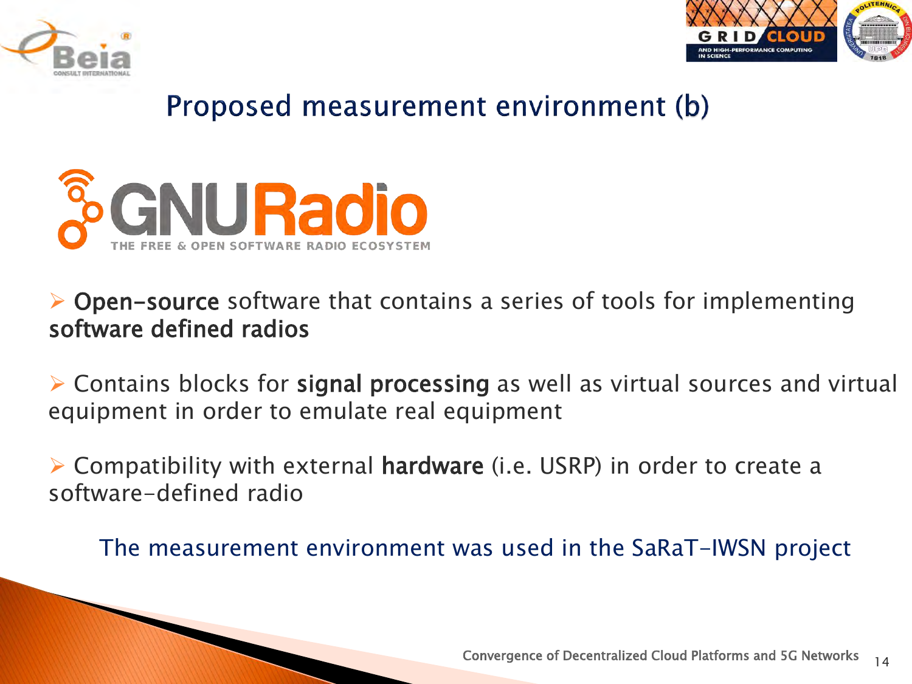# Proposed measurement environment (b)

GNU Radio
THE FREE & OPEN SOFTWARE RADIO ECOSYSTEM

- **Open-source** software that contains a series of tools for implementing **software defined radios**

- Contains blocks for **signal processing** as well as virtual sources and virtual equipment in order to emulate real equipment

- Compatibility with external **hardware** (i.e. USRP) in order to create a software-defined radio

The measurement environment was used in the SaRaT-IWSN project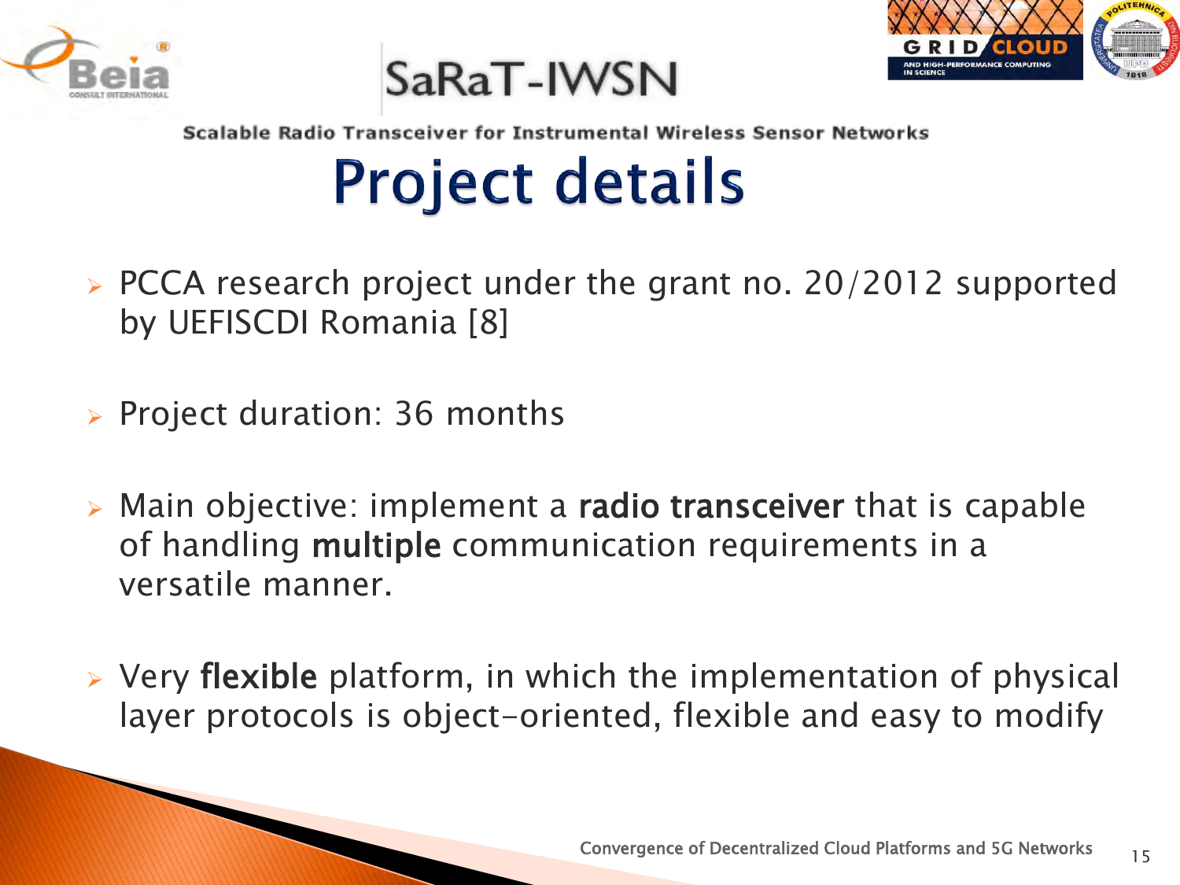# SaRaT-IWSN

Scalable Radio Transceiver for Instrumental Wireless Sensor Networks

## Project details

- PCCA research project under the grant no. 20/2012 supported by UEFISCDI Romania [8]
- Project duration: 36 months
- Main objective: implement a **radio transceiver** that is capable of handling **multiple** communication requirements in a versatile manner.
- Very **flexible** platform, in which the implementation of physical layer protocols is object-oriented, flexible and easy to modify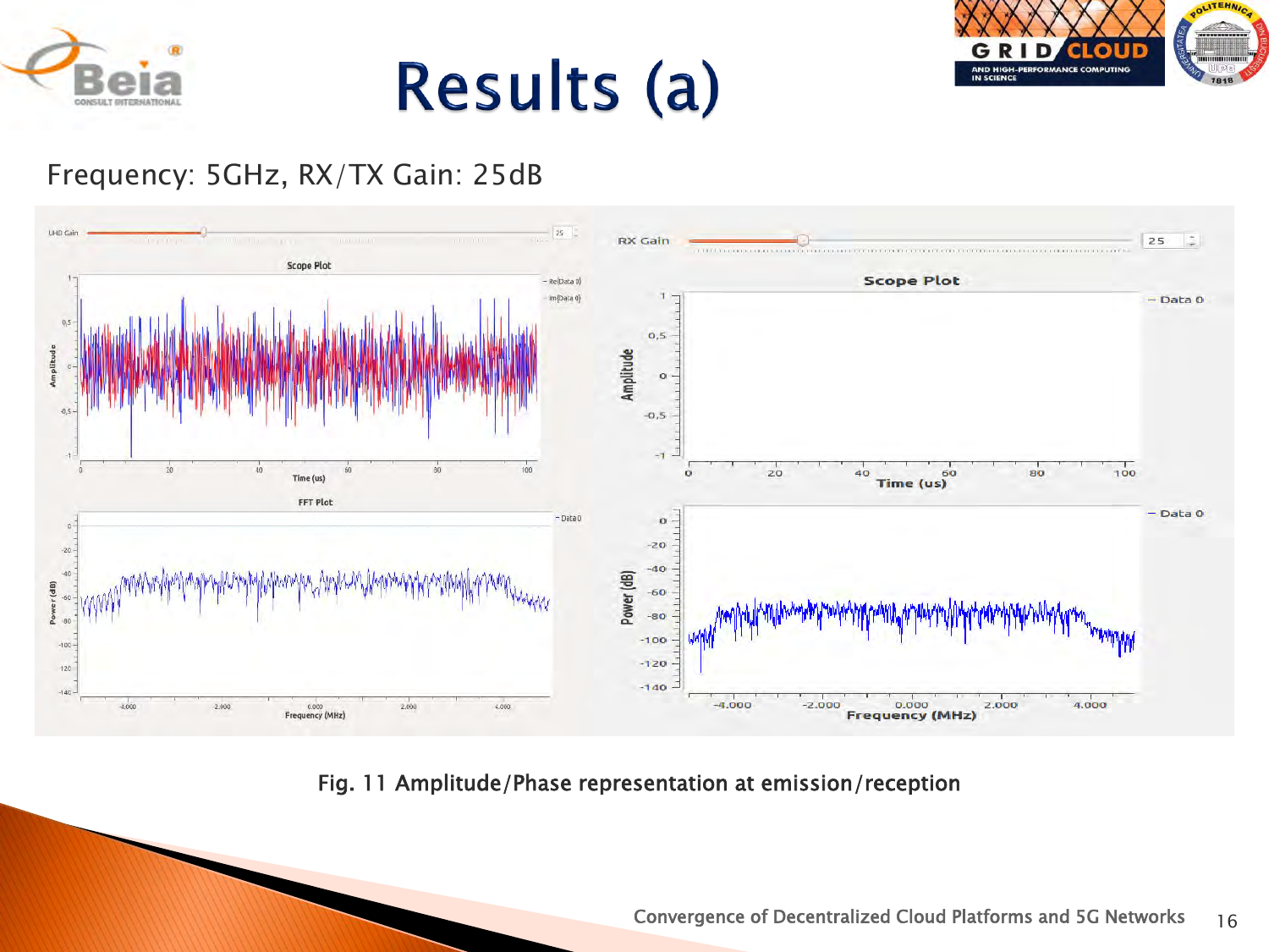# Results (a)

Frequency: 5GHz, RX/TX Gain: 25dB

Fig. 11 Amplitude/Phase representation at emission/reception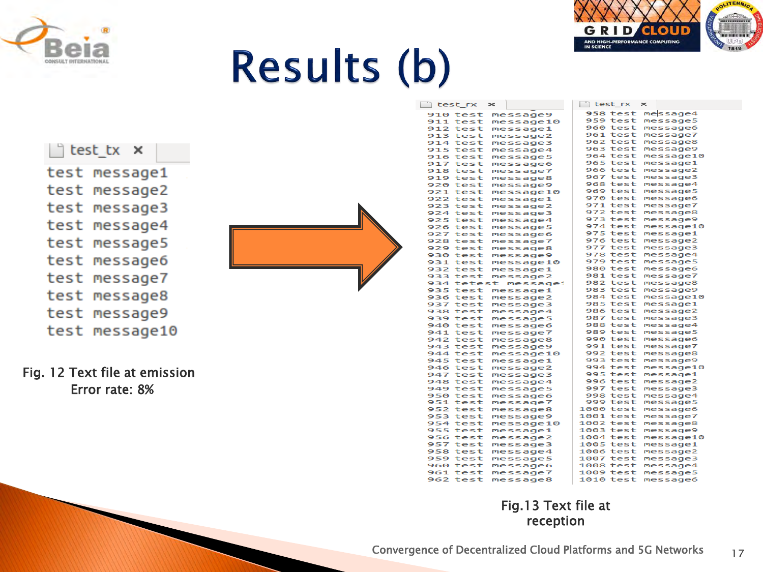# Results (b)

test_tx

```
test message1
test message2
test message3
test message4
test message5
test message6
test message7
test message8
test message9
test message10
```

Fig. 12 Text file at emission

Error rate: 8%

test_rx

```
910 test message9
911 test message10
912 test message1
913 test message2
914 test message3
915 test message4
916 test message5
917 test message6
918 test message7
919 test message8
920 test message9
921 test message10
922 test message1
923 test message2
924 test message3
925 test message4
926 test message5
927 test message6
928 test message7
929 test message8
930 test message9
931 test message10
932 test message1
933 test message2
934 tetest message:
935 test message1
936 test message2
937 test message3
938 test message4
939 test message5
940 test message6
941 test message7
942 test message8
943 test message9
944 test message10
945 test message1
946 test message2
947 test message3
948 test message4
949 test message5
950 test message6
951 test message7
952 test message8
953 test message9
954 test message10
955 test message1
956 test message2
957 test message3
958 test message4
959 test message5
960 test message6
961 test message7
962 test message8
```

test_rx

```
958 test message4
959 test message5
960 test message6
961 test message7
962 test message8
963 test message9
964 test message10
965 test message1
966 test message2
967 test message3
968 test message4
969 test message5
970 test message6
971 test message7
972 test message8
973 test message9
974 test message10
975 test message1
976 test message2
977 test message3
978 test message4
979 test message5
980 test message6
981 test message7
982 test message8
983 test message9
984 test message10
985 test message1
986 test message2
987 test message3
988 test message4
989 test message5
990 test message6
991 test message7
992 test message8
993 test message9
994 test message10
995 test message1
996 test message2
997 test message3
998 test message4
999 test message5
1000 test message6
1001 test message7
1002 test message8
1003 test message9
1004 test message10
1005 test message1
1006 test message2
1007 test message3
1008 test message4
1009 test message5
1010 test message6
```

Fig.13 Text file at reception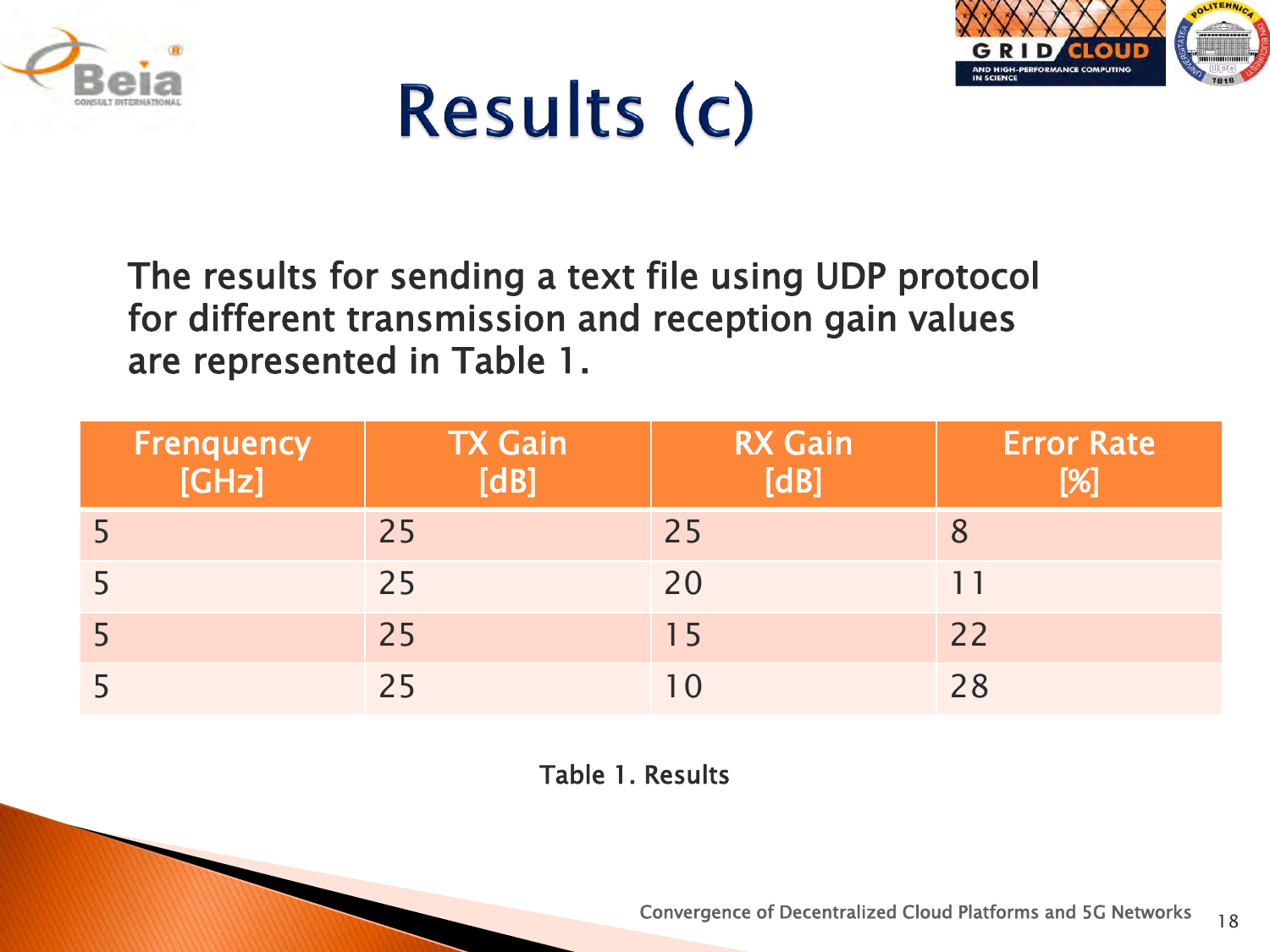# Results (c)

The results for sending a text file using UDP protocol for different transmission and reception gain values are represented in Table 1.

| Frenquency [GHz] | TX Gain [dB] | RX Gain [dB] | Error Rate [%] |
|---|---|---|---|
| 5 | 25 | 25 | 8 |
| 5 | 25 | 20 | 11 |
| 5 | 25 | 15 | 22 |
| 5 | 25 | 10 | 28 |

Table 1. Results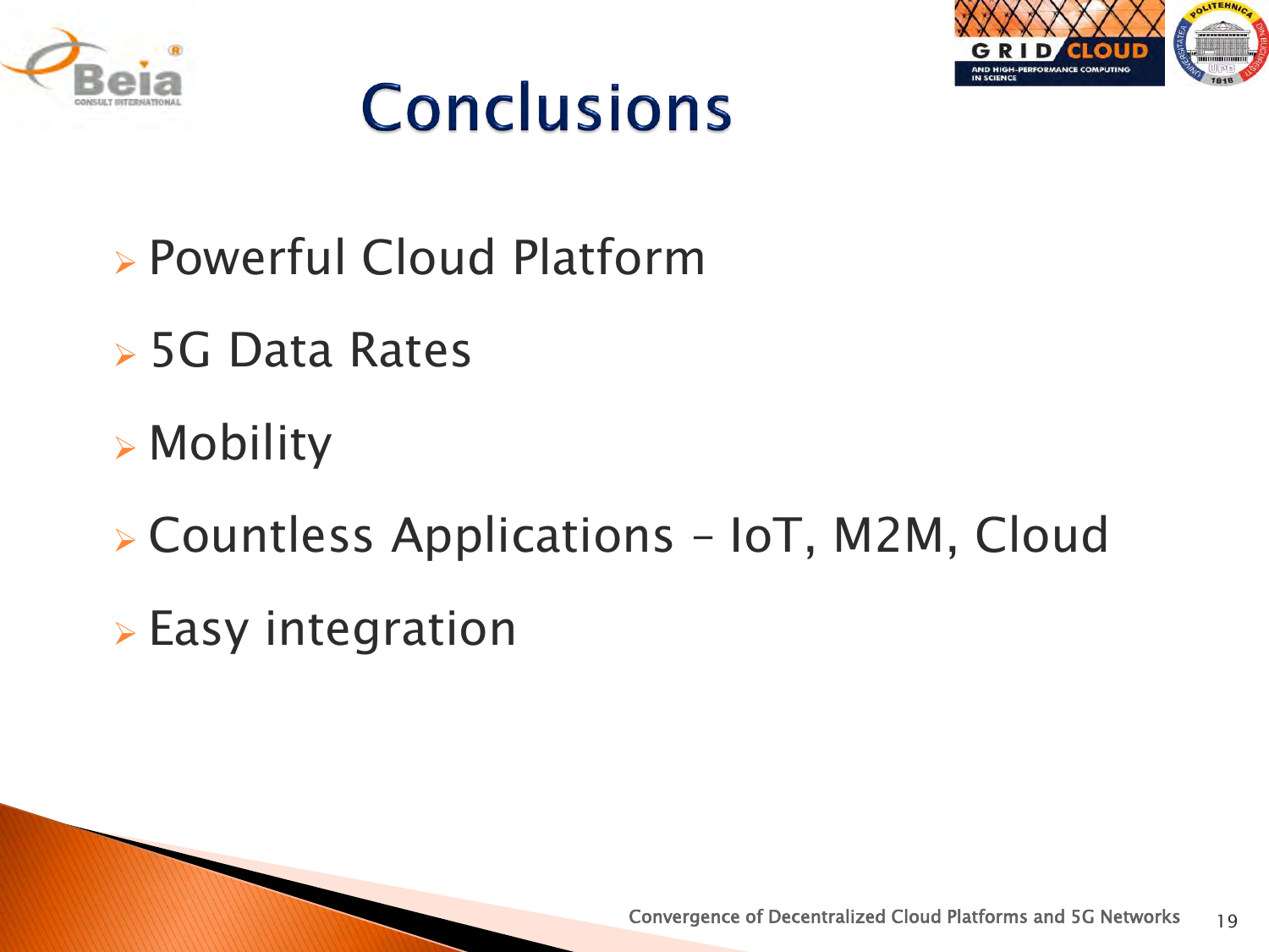# Conclusions

- Powerful Cloud Platform
- 5G Data Rates
- Mobility
- Countless Applications – IoT, M2M, Cloud
- Easy integration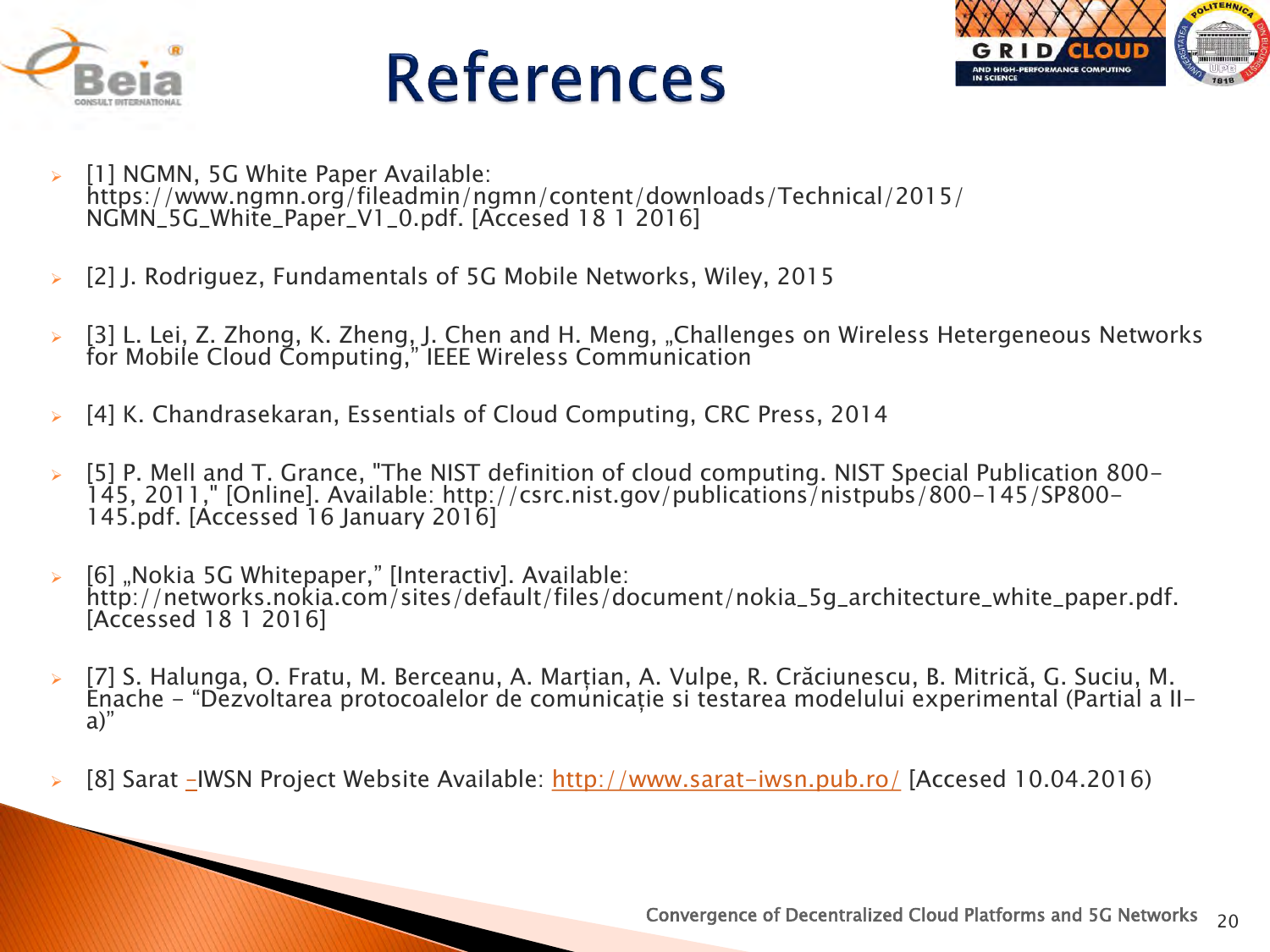# References

- [1] NGMN, 5G White Paper Available: https://www.ngmn.org/fileadmin/ngmn/content/downloads/Technical/2015/NGMN_5G_White_Paper_V1_0.pdf. [Accesed 18 1 2016]
- [2] J. Rodriguez, Fundamentals of 5G Mobile Networks, Wiley, 2015
- [3] L. Lei, Z. Zhong, K. Zheng, J. Chen and H. Meng, „Challenges on Wireless Hetergeneous Networks for Mobile Cloud Computing," IEEE Wireless Communication
- [4] K. Chandrasekaran, Essentials of Cloud Computing, CRC Press, 2014
- [5] P. Mell and T. Grance, "The NIST definition of cloud computing. NIST Special Publication 800-145, 2011," [Online]. Available: http://csrc.nist.gov/publications/nistpubs/800-145/SP800-145.pdf. [Accessed 16 January 2016]
- [6] „Nokia 5G Whitepaper," [Interactiv]. Available: http://networks.nokia.com/sites/default/files/document/nokia_5g_architecture_white_paper.pdf. [Accessed 18 1 2016]
- [7] S. Halunga, O. Fratu, M. Berceanu, A. Marțian, A. Vulpe, R. Crăciunescu, B. Mitrică, G. Suciu, M. Enache - "Dezvoltarea protocoalelor de comunicație si testarea modelului experimental (Partial a II-a)"
- [8] Sarat -IWSN Project Website Available: http://www.sarat-iwsn.pub.ro/ [Accesed 10.04.2016)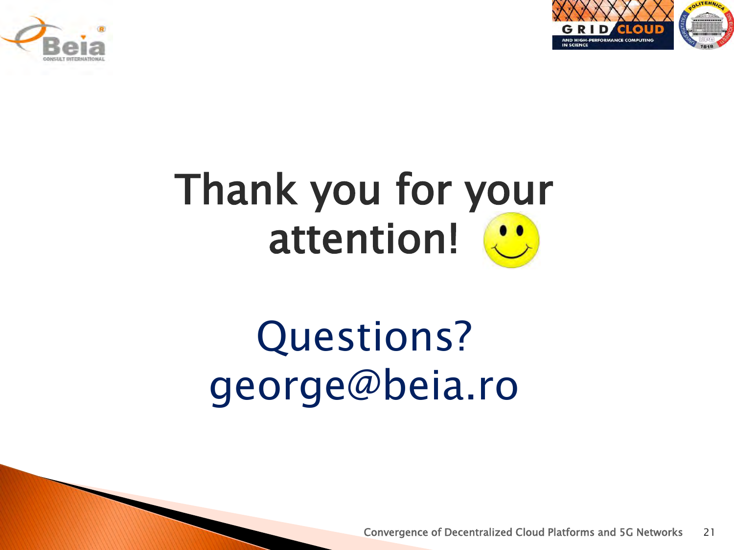# Thank you for your attention!

Questions?
george@beia.ro